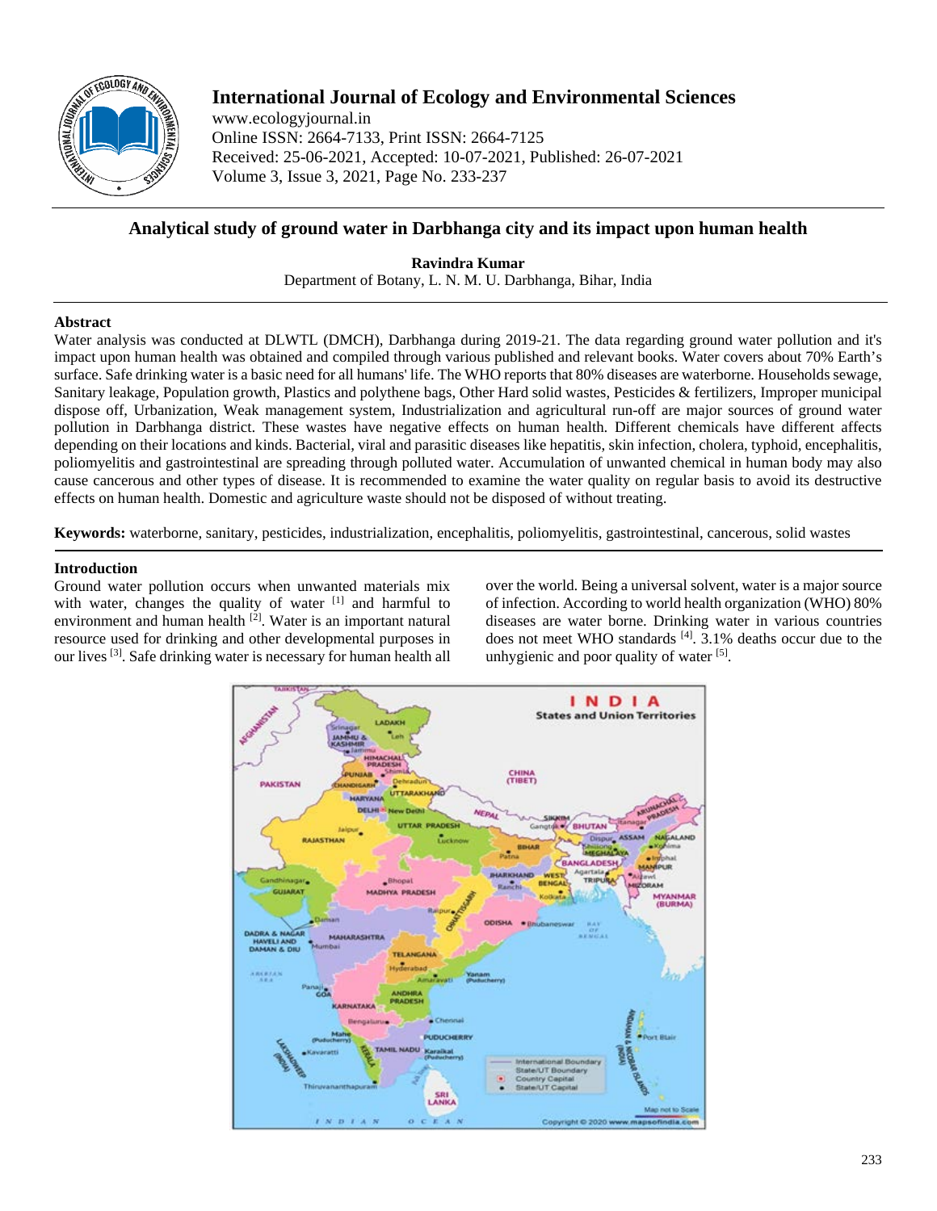# Analytical study of ground water in Darbhanga city and its impact upon human health

**Ravindra Kumar**

Department of Botany, L. N. M. U. Darbhanga, Bihar, India

## Abstract

Water analysis was conducted at DLWTL (DMCH), Darbhanga during 2019-21. The data regarding ground water pollution and it's impact upon human health was obtained and compiled through various published and relevant books. Water covers about 70% Earth's surface. Safe drinking water is a basic need for all humans' life. The WHO reports that 80% diseases are waterborne. Households sewage, Sanitary leakage, Population growth, Plastics and polythene bags, Other Hard solid wastes, Pesticides & fertilizers, Improper municipal dispose off, Urbanization, Weak management system, Industrialization and agricultural run-off are major sources of ground water pollution in Darbhanga district. These wastes have negative effects on human health. Different chemicals have different affects depending on their locations and kinds. Bacterial, viral and parasitic diseases like hepatitis, skin infection, cholera, typhoid, encephalitis, poliomyelitis and gastrointestinal are spreading through polluted water. Accumulation of unwanted chemical in human body may also cause cancerous and other types of disease. It is recommended to examine the water quality on regular basis to avoid its destructive effects on human health. Domestic and agriculture waste should not be disposed of without treating.

**Keywords:** waterborne, sanitary, pesticides, industrialization, encephalitis, poliomyelitis, gastrointestinal, cancerous, solid wastes

## Introduction

Ground water pollution occurs when unwanted materials mix with water, changes the quality of water [1] and harmful to environment and human health [2]. Water is an important natural resource used for drinking and other developmental purposes in our lives [3]. Safe drinking water is necessary for human health all over the world. Being a universal solvent, water is a major source of infection. According to world health organization (WHO) 80% diseases are water borne. Drinking water in various countries does not meet WHO standards [4]. 3.1% deaths occur due to the unhygienic and poor quality of water [5].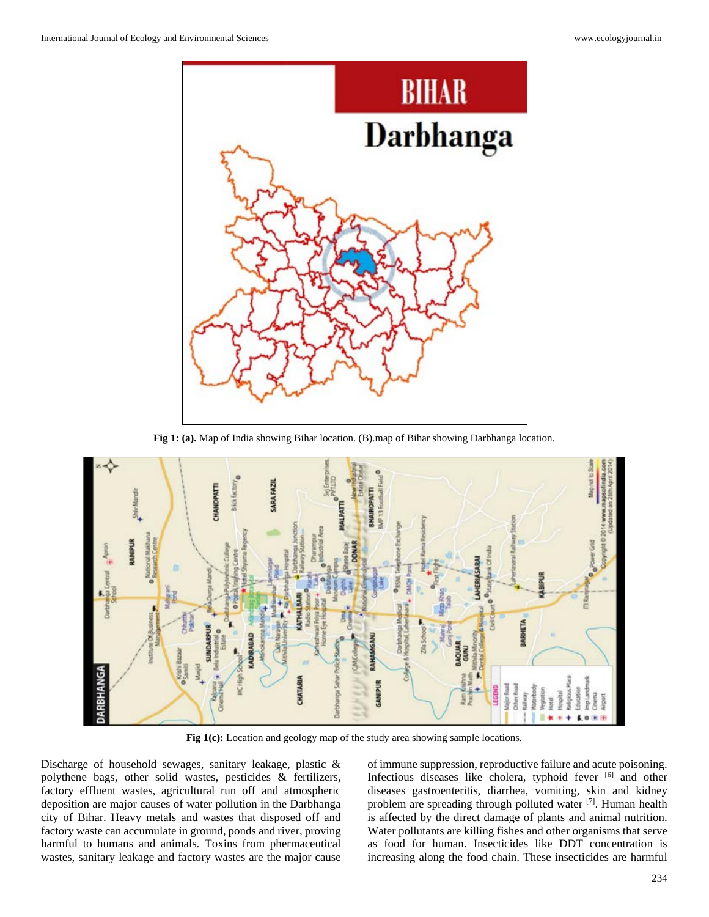**Fig 1: (a).** Map of India showing Bihar location. (B).map of Bihar showing Darbhanga location.

**Fig 1(c):** Location and geology map of the study area showing sample locations.

Discharge of household sewages, sanitary leakage, plastic & polythene bags, other solid wastes, pesticides & fertilizers, factory effluent wastes, agricultural run off and atmospheric deposition are major causes of water pollution in the Darbhanga city of Bihar. Heavy metals and wastes that disposed off and factory waste can accumulate in ground, ponds and river, proving harmful to humans and animals. Toxins from phermaceutical wastes, sanitary leakage and factory wastes are the major cause of immune suppression, reproductive failure and acute poisoning. Infectious diseases like cholera, typhoid fever [6] and other diseases gastroenteritis, diarrhea, vomiting, skin and kidney problem are spreading through polluted water [7]. Human health is affected by the direct damage of plants and animal nutrition. Water pollutants are killing fishes and other organisms that serve as food for human. Insecticides like DDT concentration is increasing along the food chain. These insecticides are harmful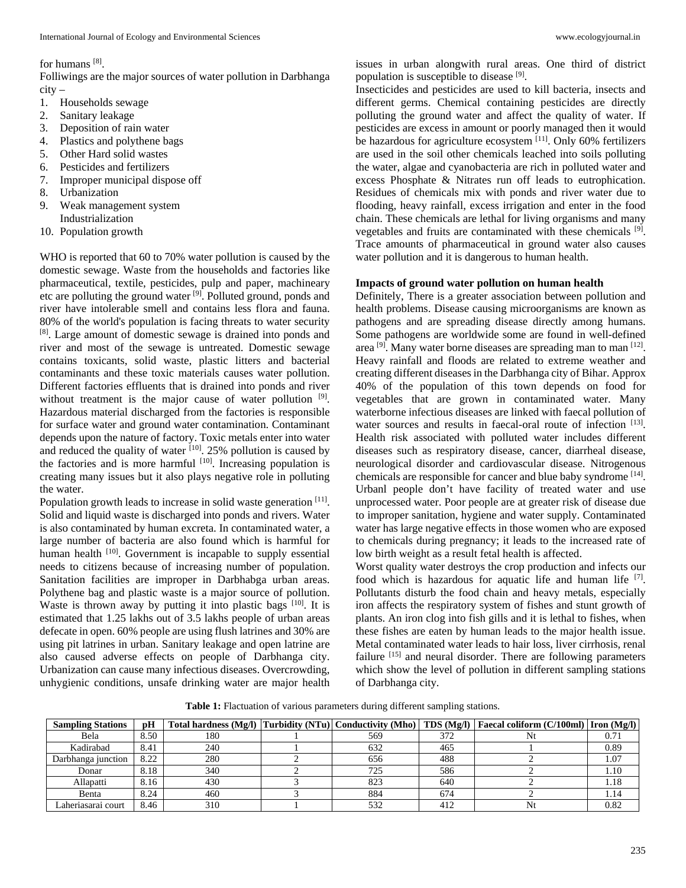for humans [8].

Folliwings are the major sources of water pollution in Darbhanga city –

1. Households sewage
2. Sanitary leakage
3. Deposition of rain water
4. Plastics and polythene bags
5. Other Hard solid wastes
6. Pesticides and fertilizers
7. Improper municipal dispose off
8. Urbanization
9. Weak management system Industrialization
10. Population growth

WHO is reported that 60 to 70% water pollution is caused by the domestic sewage. Waste from the households and factories like pharmaceutical, textile, pesticides, pulp and paper, machineary etc are polluting the ground water [9]. Polluted ground, ponds and river have intolerable smell and contains less flora and fauna. 80% of the world's population is facing threats to water security [8]. Large amount of domestic sewage is drained into ponds and river and most of the sewage is untreated. Domestic sewage contains toxicants, solid waste, plastic litters and bacterial contaminants and these toxic materials causes water pollution. Different factories effluents that is drained into ponds and river without treatment is the major cause of water pollution [9]. Hazardous material discharged from the factories is responsible for surface water and ground water contamination. Contaminant depends upon the nature of factory. Toxic metals enter into water and reduced the quality of water [10]. 25% pollution is caused by the factories and is more harmful [10]. Increasing population is creating many issues but it also plays negative role in polluting the water.

Population growth leads to increase in solid waste generation [11]. Solid and liquid waste is discharged into ponds and rivers. Water is also contaminated by human excreta. In contaminated water, a large number of bacteria are also found which is harmful for human health [10]. Government is incapable to supply essential needs to citizens because of increasing number of population. Sanitation facilities are improper in Darbhabga urban areas. Polythene bag and plastic waste is a major source of pollution. Waste is thrown away by putting it into plastic bags [10]. It is estimated that 1.25 lakhs out of 3.5 lakhs people of urban areas defecate in open. 60% people are using flush latrines and 30% are using pit latrines in urban. Sanitary leakage and open latrine are also caused adverse effects on people of Darbhanga city. Urbanization can cause many infectious diseases. Overcrowding, unhygienic conditions, unsafe drinking water are major health issues in urban alongwith rural areas. One third of district population is susceptible to disease [9].

Insecticides and pesticides are used to kill bacteria, insects and different germs. Chemical containing pesticides are directly polluting the ground water and affect the quality of water. If pesticides are excess in amount or poorly managed then it would be hazardous for agriculture ecosystem [11]. Only 60% fertilizers are used in the soil other chemicals leached into soils polluting the water, algae and cyanobacteria are rich in polluted water and excess Phosphate & Nitrates run off leads to eutrophication. Residues of chemicals mix with ponds and river water due to flooding, heavy rainfall, excess irrigation and enter in the food chain. These chemicals are lethal for living organisms and many vegetables and fruits are contaminated with these chemicals [9]. Trace amounts of pharmaceutical in ground water also causes water pollution and it is dangerous to human health.

### Impacts of ground water pollution on human health

Definitely, There is a greater association between pollution and health problems. Disease causing microorganisms are known as pathogens and are spreading disease directly among humans. Some pathogens are worldwide some are found in well-defined area [9]. Many water borne diseases are spreading man to man [12]. Heavy rainfall and floods are related to extreme weather and creating different diseases in the Darbhanga city of Bihar. Approx 40% of the population of this town depends on food for vegetables that are grown in contaminated water. Many waterborne infectious diseases are linked with faecal pollution of water sources and results in faecal-oral route of infection [13]. Health risk associated with polluted water includes different diseases such as respiratory disease, cancer, diarrheal disease, neurological disorder and cardiovascular disease. Nitrogenous chemicals are responsible for cancer and blue baby syndrome [14]. Urbanl people don't have facility of treated water and use unprocessed water. Poor people are at greater risk of disease due to improper sanitation, hygiene and water supply. Contaminated water has large negative effects in those women who are exposed to chemicals during pregnancy; it leads to the increased rate of low birth weight as a result fetal health is affected.

Worst quality water destroys the crop production and infects our food which is hazardous for aquatic life and human life [7]. Pollutants disturb the food chain and heavy metals, especially iron affects the respiratory system of fishes and stunt growth of plants. An iron clog into fish gills and it is lethal to fishes, when these fishes are eaten by human leads to the major health issue. Metal contaminated water leads to hair loss, liver cirrhosis, renal failure [15] and neural disorder. There are following parameters which show the level of pollution in different sampling stations of Darbhanga city.

**Table 1:** Flactuation of various parameters during different sampling stations.

| Sampling Stations | pH | Total hardness (Mg/l) | Turbidity (NTu) | Conductivity (Mho) | TDS (Mg/l) | Faecal coliform (C/100ml) | Iron (Mg/l) |
|---|---|---|---|---|---|---|---|
| Bela | 8.50 | 180 | 1 | 569 | 372 | Nt | 0.71 |
| Kadirabad | 8.41 | 240 | 1 | 632 | 465 | 1 | 0.89 |
| Darbhanga junction | 8.22 | 280 | 2 | 656 | 488 | 2 | 1.07 |
| Donar | 8.18 | 340 | 2 | 725 | 586 | 2 | 1.10 |
| Allapatti | 8.16 | 430 | 3 | 823 | 640 | 2 | 1.18 |
| Benta | 8.24 | 460 | 3 | 884 | 674 | 2 | 1.14 |
| Laheriasarai court | 8.46 | 310 | 1 | 532 | 412 | Nt | 0.82 |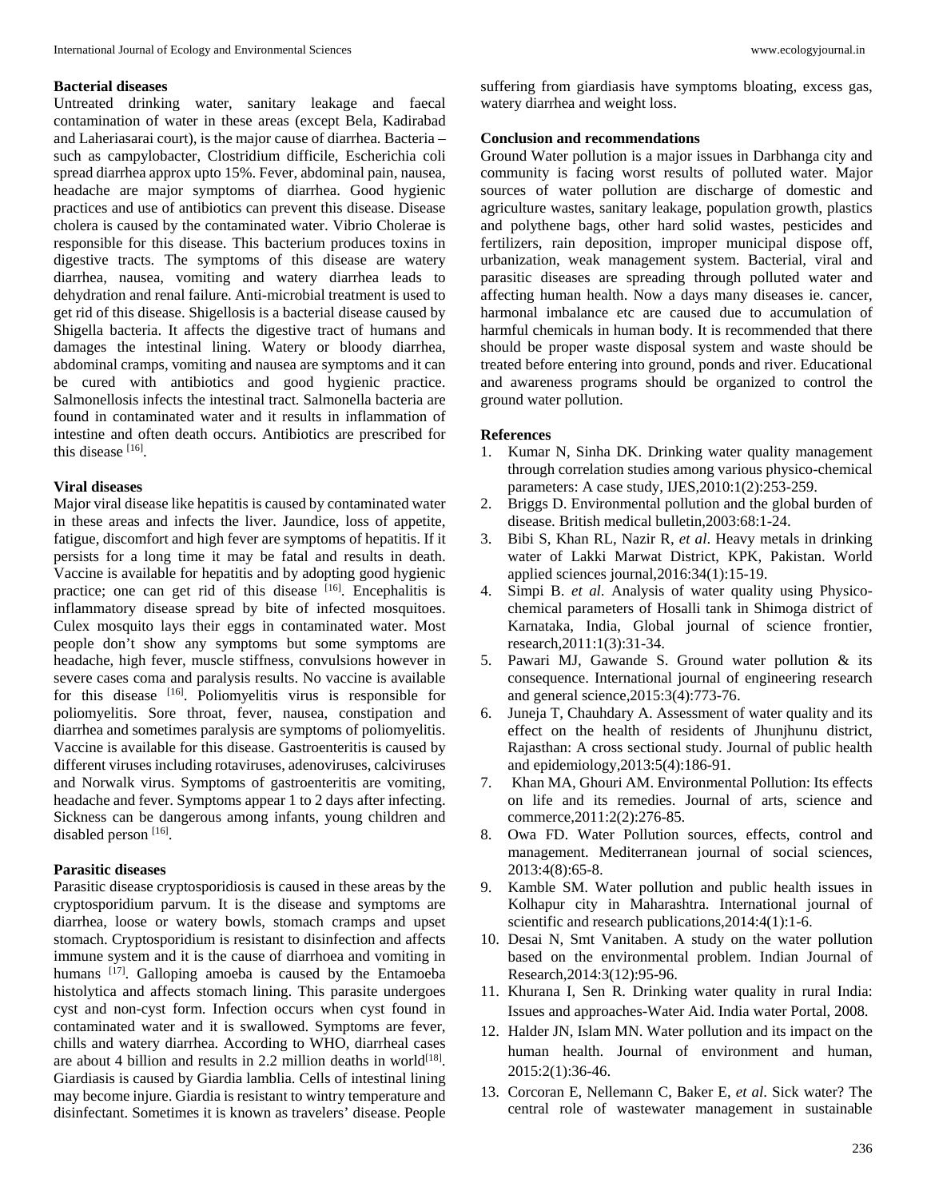### Bacterial diseases

Untreated drinking water, sanitary leakage and faecal contamination of water in these areas (except Bela, Kadirabad and Laheriasarai court), is the major cause of diarrhea. Bacteria – such as campylobacter, Clostridium difficile, Escherichia coli spread diarrhea approx upto 15%. Fever, abdominal pain, nausea, headache are major symptoms of diarrhea. Good hygienic practices and use of antibiotics can prevent this disease. Disease cholera is caused by the contaminated water. Vibrio Cholerae is responsible for this disease. This bacterium produces toxins in digestive tracts. The symptoms of this disease are watery diarrhea, nausea, vomiting and watery diarrhea leads to dehydration and renal failure. Anti-microbial treatment is used to get rid of this disease. Shigellosis is a bacterial disease caused by Shigella bacteria. It affects the digestive tract of humans and damages the intestinal lining. Watery or bloody diarrhea, abdominal cramps, vomiting and nausea are symptoms and it can be cured with antibiotics and good hygienic practice. Salmonellosis infects the intestinal tract. Salmonella bacteria are found in contaminated water and it results in inflammation of intestine and often death occurs. Antibiotics are prescribed for this disease [16].

### Viral diseases

Major viral disease like hepatitis is caused by contaminated water in these areas and infects the liver. Jaundice, loss of appetite, fatigue, discomfort and high fever are symptoms of hepatitis. If it persists for a long time it may be fatal and results in death. Vaccine is available for hepatitis and by adopting good hygienic practice; one can get rid of this disease [16]. Encephalitis is inflammatory disease spread by bite of infected mosquitoes. Culex mosquito lays their eggs in contaminated water. Most people don't show any symptoms but some symptoms are headache, high fever, muscle stiffness, convulsions however in severe cases coma and paralysis results. No vaccine is available for this disease [16]. Poliomyelitis virus is responsible for poliomyelitis. Sore throat, fever, nausea, constipation and diarrhea and sometimes paralysis are symptoms of poliomyelitis. Vaccine is available for this disease. Gastroenteritis is caused by different viruses including rotaviruses, adenoviruses, calciviruses and Norwalk virus. Symptoms of gastroenteritis are vomiting, headache and fever. Symptoms appear 1 to 2 days after infecting. Sickness can be dangerous among infants, young children and disabled person [16].

### Parasitic diseases

Parasitic disease cryptosporidiosis is caused in these areas by the cryptosporidium parvum. It is the disease and symptoms are diarrhea, loose or watery bowls, stomach cramps and upset stomach. Cryptosporidium is resistant to disinfection and affects immune system and it is the cause of diarrhoea and vomiting in humans [17]. Galloping amoeba is caused by the Entamoeba histolytica and affects stomach lining. This parasite undergoes cyst and non-cyst form. Infection occurs when cyst found in contaminated water and it is swallowed. Symptoms are fever, chills and watery diarrhea. According to WHO, diarrheal cases are about 4 billion and results in 2.2 million deaths in world[18]. Giardiasis is caused by Giardia lamblia. Cells of intestinal lining may become injure. Giardia is resistant to wintry temperature and disinfectant. Sometimes it is known as travelers' disease. People suffering from giardiasis have symptoms bloating, excess gas, watery diarrhea and weight loss.

### Conclusion and recommendations

Ground Water pollution is a major issues in Darbhanga city and community is facing worst results of polluted water. Major sources of water pollution are discharge of domestic and agriculture wastes, sanitary leakage, population growth, plastics and polythene bags, other hard solid wastes, pesticides and fertilizers, rain deposition, improper municipal dispose off, urbanization, weak management system. Bacterial, viral and parasitic diseases are spreading through polluted water and affecting human health. Now a days many diseases ie. cancer, harmonal imbalance etc are caused due to accumulation of harmful chemicals in human body. It is recommended that there should be proper waste disposal system and waste should be treated before entering into ground, ponds and river. Educational and awareness programs should be organized to control the ground water pollution.

### References

1. Kumar N, Sinha DK. Drinking water quality management through correlation studies among various physico-chemical parameters: A case study, IJES,2010:1(2):253-259.
2. Briggs D. Environmental pollution and the global burden of disease. British medical bulletin,2003:68:1-24.
3. Bibi S, Khan RL, Nazir R, *et al*. Heavy metals in drinking water of Lakki Marwat District, KPK, Pakistan. World applied sciences journal,2016:34(1):15-19.
4. Simpi B. *et al*. Analysis of water quality using Physico-chemical parameters of Hosalli tank in Shimoga district of Karnataka, India, Global journal of science frontier, research,2011:1(3):31-34.
5. Pawari MJ, Gawande S. Ground water pollution & its consequence. International journal of engineering research and general science,2015:3(4):773-76.
6. Juneja T, Chauhdary A. Assessment of water quality and its effect on the health of residents of Jhunjhunu district, Rajasthan: A cross sectional study. Journal of public health and epidemiology,2013:5(4):186-91.
7. Khan MA, Ghouri AM. Environmental Pollution: Its effects on life and its remedies. Journal of arts, science and commerce,2011:2(2):276-85.
8. Owa FD. Water Pollution sources, effects, control and management. Mediterranean journal of social sciences, 2013:4(8):65-8.
9. Kamble SM. Water pollution and public health issues in Kolhapur city in Maharashtra. International journal of scientific and research publications,2014:4(1):1-6.
10. Desai N, Smt Vanitaben. A study on the water pollution based on the environmental problem. Indian Journal of Research,2014:3(12):95-96.
11. Khurana I, Sen R. Drinking water quality in rural India: Issues and approaches-Water Aid. India water Portal, 2008.
12. Halder JN, Islam MN. Water pollution and its impact on the human health. Journal of environment and human, 2015:2(1):36-46.
13. Corcoran E, Nellemann C, Baker E, *et al*. Sick water? The central role of wastewater management in sustainable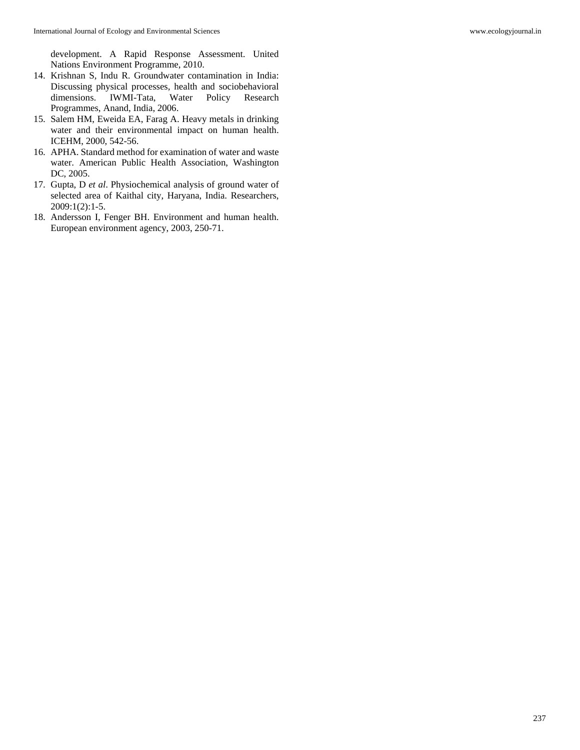development. A Rapid Response Assessment. United Nations Environment Programme, 2010.

14. Krishnan S, Indu R. Groundwater contamination in India: Discussing physical processes, health and sociobehavioral dimensions. IWMI-Tata, Water Policy Research Programmes, Anand, India, 2006.
15. Salem HM, Eweida EA, Farag A. Heavy metals in drinking water and their environmental impact on human health. ICEHM, 2000, 542-56.
16. APHA. Standard method for examination of water and waste water. American Public Health Association, Washington DC, 2005.
17. Gupta, D *et al*. Physiochemical analysis of ground water of selected area of Kaithal city, Haryana, India. Researchers, 2009:1(2):1-5.
18. Andersson I, Fenger BH. Environment and human health. European environment agency, 2003, 250-71.